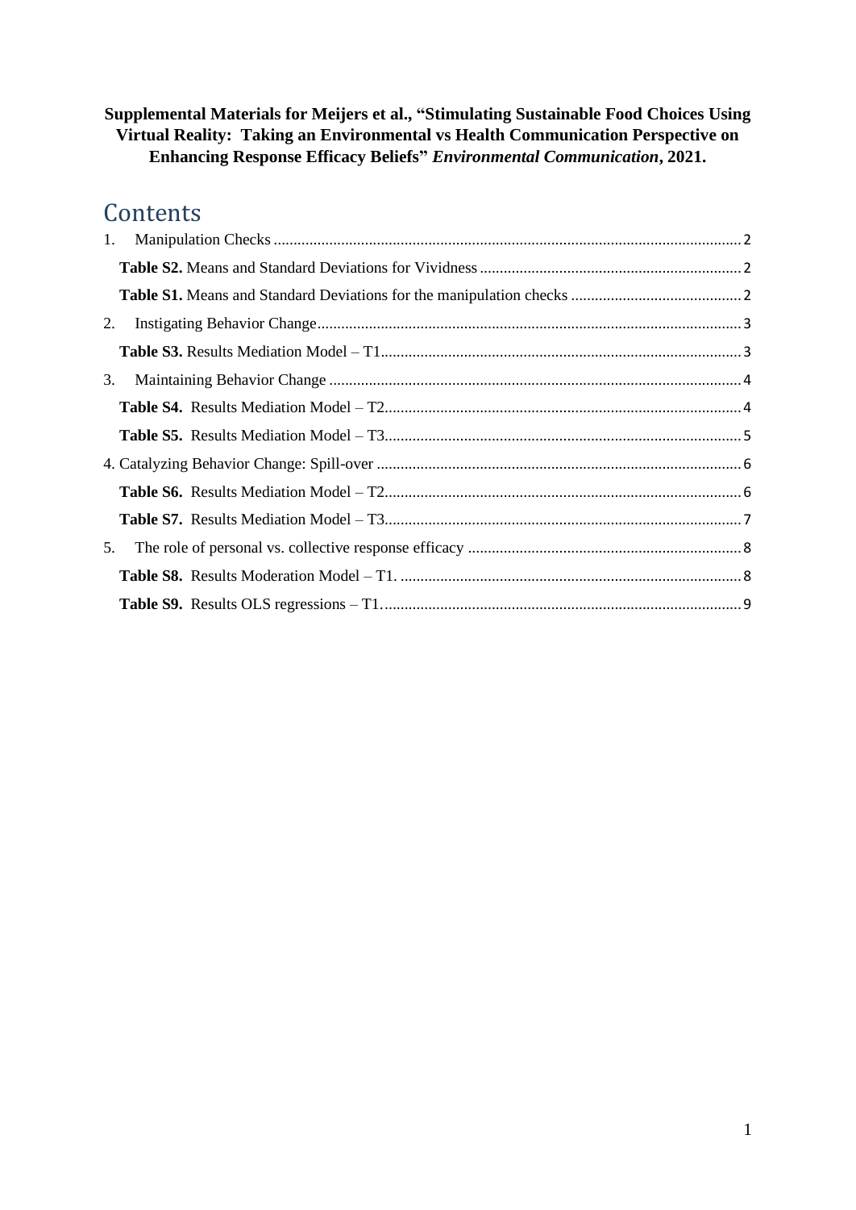**Supplemental Materials for Meijers et al., "Stimulating Sustainable Food Choices Using Virtual Reality: Taking an Environmental vs Health Communication Perspective on Enhancing Response Efficacy Beliefs" *Environmental Communication*, 2021.**

# Contents

1. Manipulation Checks ..... 2
   - **Table S2.** Means and Standard Deviations for Vividness ..... 2
   - **Table S1.** Means and Standard Deviations for the manipulation checks ..... 2
2. Instigating Behavior Change ..... 3
   - **Table S3.** Results Mediation Model – T1 ..... 3
3. Maintaining Behavior Change ..... 4
   - **Table S4.** Results Mediation Model – T2 ..... 4
   - **Table S5.** Results Mediation Model – T3 ..... 5
4. Catalyzing Behavior Change: Spill-over ..... 6
   - **Table S6.** Results Mediation Model – T2 ..... 6
   - **Table S7.** Results Mediation Model – T3 ..... 7
5. The role of personal vs. collective response efficacy ..... 8
   - **Table S8.** Results Moderation Model – T1. ..... 8
   - **Table S9.** Results OLS regressions – T1. ..... 9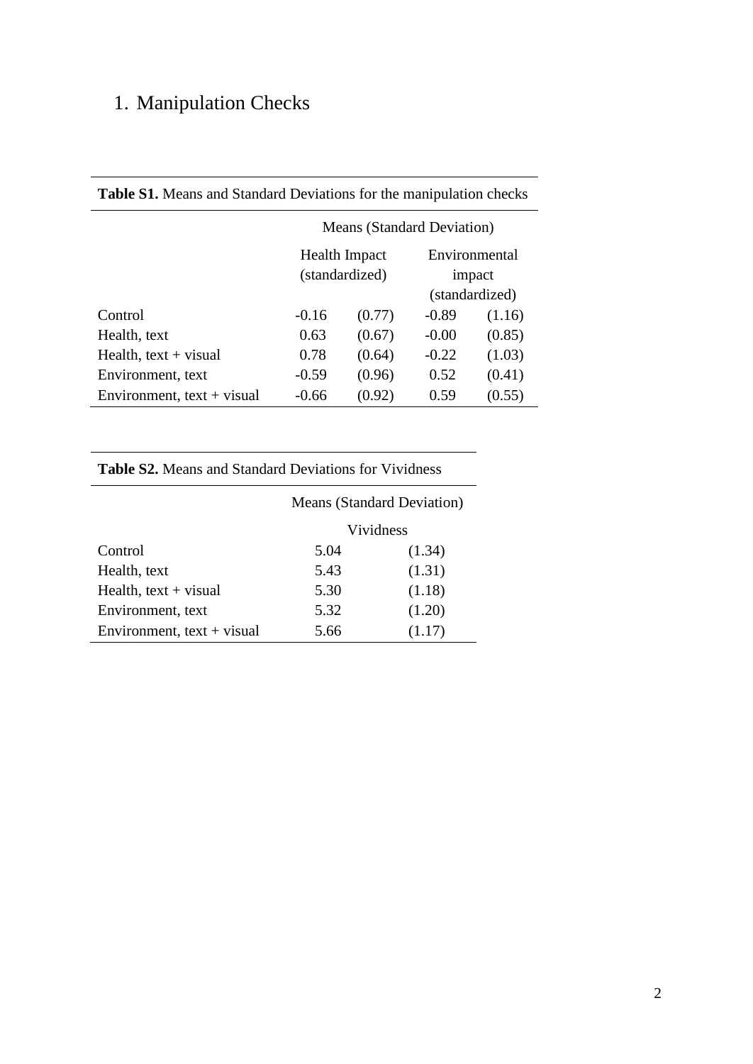# 1. Manipulation Checks

**Table S1.** Means and Standard Deviations for the manipulation checks

| | Means (Standard Deviation) | | | |
|---|---|---|---|---|
| | Health Impact (standardized) | | Environmental impact (standardized) | |
| Control | -0.16 | (0.77) | -0.89 | (1.16) |
| Health, text | 0.63 | (0.67) | -0.00 | (0.85) |
| Health, text + visual | 0.78 | (0.64) | -0.22 | (1.03) |
| Environment, text | -0.59 | (0.96) | 0.52 | (0.41) |
| Environment, text + visual | -0.66 | (0.92) | 0.59 | (0.55) |

**Table S2.** Means and Standard Deviations for Vividness

| | Means (Standard Deviation) | |
|---|---|---|
| | Vividness | |
| Control | 5.04 | (1.34) |
| Health, text | 5.43 | (1.31) |
| Health, text + visual | 5.30 | (1.18) |
| Environment, text | 5.32 | (1.20) |
| Environment, text + visual | 5.66 | (1.17) |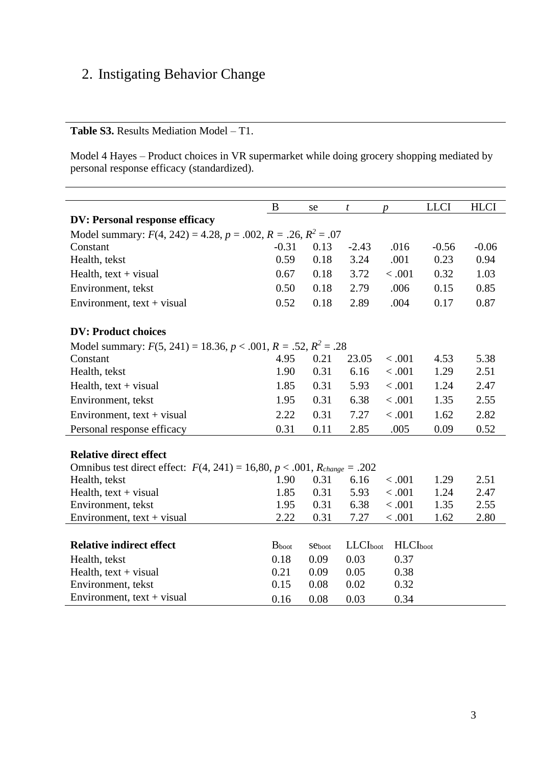## 2. Instigating Behavior Change

**Table S3.** Results Mediation Model – T1.

Model 4 Hayes – Product choices in VR supermarket while doing grocery shopping mediated by personal response efficacy (standardized).

| | B | se | *t* | *p* | LLCI | HLCI |
|---|---|---|---|---|---|---|
| **DV: Personal response efficacy** | | | | | | |
| Model summary: $F(4, 242) = 4.28$, $p = .002$, $R = .26$, $R^2 = .07$ | | | | | | |
| Constant | -0.31 | 0.13 | -2.43 | .016 | -0.56 | -0.06 |
| Health, tekst | 0.59 | 0.18 | 3.24 | .001 | 0.23 | 0.94 |
| Health, text + visual | 0.67 | 0.18 | 3.72 | < .001 | 0.32 | 1.03 |
| Environment, tekst | 0.50 | 0.18 | 2.79 | .006 | 0.15 | 0.85 |
| Environment, text + visual | 0.52 | 0.18 | 2.89 | .004 | 0.17 | 0.87 |
| **DV: Product choices** | | | | | | |
| Model summary: $F(5, 241) = 18.36$, $p < .001$, $R = .52$, $R^2 = .28$ | | | | | | |
| Constant | 4.95 | 0.21 | 23.05 | < .001 | 4.53 | 5.38 |
| Health, tekst | 1.90 | 0.31 | 6.16 | < .001 | 1.29 | 2.51 |
| Health, text + visual | 1.85 | 0.31 | 5.93 | < .001 | 1.24 | 2.47 |
| Environment, tekst | 1.95 | 0.31 | 6.38 | < .001 | 1.35 | 2.55 |
| Environment, text + visual | 2.22 | 0.31 | 7.27 | < .001 | 1.62 | 2.82 |
| Personal response efficacy | 0.31 | 0.11 | 2.85 | .005 | 0.09 | 0.52 |
| **Relative direct effect** | | | | | | |
| Omnibus test direct effect: $F(4, 241) = 16{,}80$, $p < .001$, $R_{change} = .202$ | | | | | | |
| Health, tekst | 1.90 | 0.31 | 6.16 | < .001 | 1.29 | 2.51 |
| Health, text + visual | 1.85 | 0.31 | 5.93 | < .001 | 1.24 | 2.47 |
| Environment, tekst | 1.95 | 0.31 | 6.38 | < .001 | 1.35 | 2.55 |
| Environment, text + visual | 2.22 | 0.31 | 7.27 | < .001 | 1.62 | 2.80 |

| **Relative indirect effect** | $B_{boot}$ | $se_{boot}$ | $LLCI_{boot}$ | $HLCI_{boot}$ |
|---|---|---|---|---|
| Health, tekst | 0.18 | 0.09 | 0.03 | 0.37 |
| Health, text + visual | 0.21 | 0.09 | 0.05 | 0.38 |
| Environment, tekst | 0.15 | 0.08 | 0.02 | 0.32 |
| Environment, text + visual | 0.16 | 0.08 | 0.03 | 0.34 |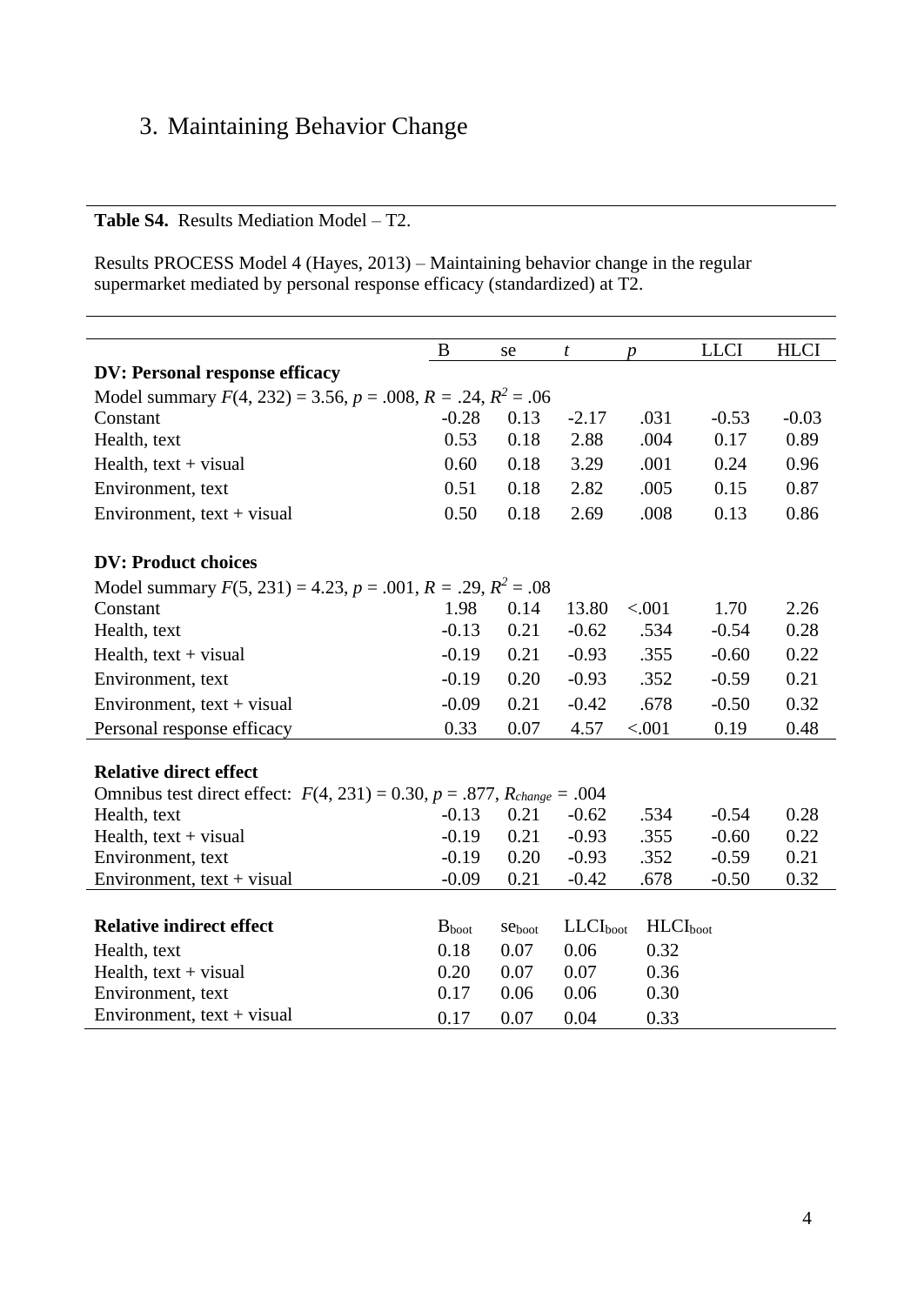## 3. Maintaining Behavior Change

**Table S4.** Results Mediation Model – T2.

Results PROCESS Model 4 (Hayes, 2013) – Maintaining behavior change in the regular supermarket mediated by personal response efficacy (standardized) at T2.

| | B | se | *t* | *p* | LLCI | HLCI |
|---|---|---|---|---|---|---|
| **DV: Personal response efficacy** | | | | | | |
| Model summary $F(4, 232) = 3.56$, $p = .008$, $R = .24$, $R^2 = .06$ | | | | | | |
| Constant | -0.28 | 0.13 | -2.17 | .031 | -0.53 | -0.03 |
| Health, text | 0.53 | 0.18 | 2.88 | .004 | 0.17 | 0.89 |
| Health, text + visual | 0.60 | 0.18 | 3.29 | .001 | 0.24 | 0.96 |
| Environment, text | 0.51 | 0.18 | 2.82 | .005 | 0.15 | 0.87 |
| Environment, text + visual | 0.50 | 0.18 | 2.69 | .008 | 0.13 | 0.86 |
| **DV: Product choices** | | | | | | |
| Model summary $F(5, 231) = 4.23$, $p = .001$, $R = .29$, $R^2 = .08$ | | | | | | |
| Constant | 1.98 | 0.14 | 13.80 | <.001 | 1.70 | 2.26 |
| Health, text | -0.13 | 0.21 | -0.62 | .534 | -0.54 | 0.28 |
| Health, text + visual | -0.19 | 0.21 | -0.93 | .355 | -0.60 | 0.22 |
| Environment, text | -0.19 | 0.20 | -0.93 | .352 | -0.59 | 0.21 |
| Environment, text + visual | -0.09 | 0.21 | -0.42 | .678 | -0.50 | 0.32 |
| Personal response efficacy | 0.33 | 0.07 | 4.57 | <.001 | 0.19 | 0.48 |
| **Relative direct effect** | | | | | | |
| Omnibus test direct effect: $F(4, 231) = 0.30$, $p = .877$, $R_{change} = .004$ | | | | | | |
| Health, text | -0.13 | 0.21 | -0.62 | .534 | -0.54 | 0.28 |
| Health, text + visual | -0.19 | 0.21 | -0.93 | .355 | -0.60 | 0.22 |
| Environment, text | -0.19 | 0.20 | -0.93 | .352 | -0.59 | 0.21 |
| Environment, text + visual | -0.09 | 0.21 | -0.42 | .678 | -0.50 | 0.32 |
| **Relative indirect effect** | $B_{boot}$ | $se_{boot}$ | $LLCI_{boot}$ | $HLCI_{boot}$ | | |
| Health, text | 0.18 | 0.07 | 0.06 | 0.32 | | |
| Health, text + visual | 0.20 | 0.07 | 0.07 | 0.36 | | |
| Environment, text | 0.17 | 0.06 | 0.06 | 0.30 | | |
| Environment, text + visual | 0.17 | 0.07 | 0.04 | 0.33 | | |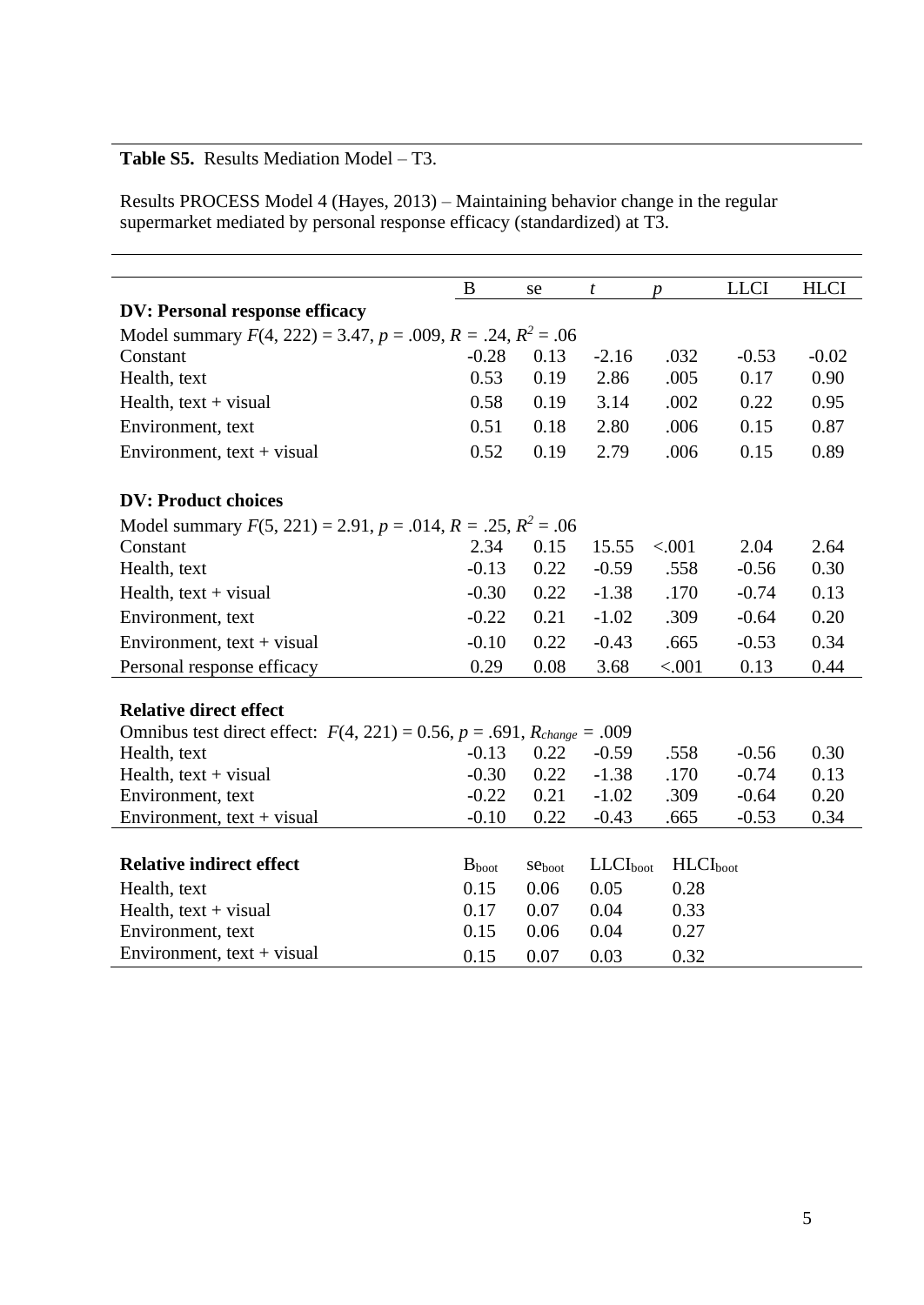**Table S5.** Results Mediation Model – T3.

Results PROCESS Model 4 (Hayes, 2013) – Maintaining behavior change in the regular supermarket mediated by personal response efficacy (standardized) at T3.

| | B | se | *t* | *p* | LLCI | HLCI |
|---|---|---|---|---|---|---|
| **DV: Personal response efficacy** | | | | | | |
| Model summary $F(4, 222) = 3.47$, $p = .009$, $R = .24$, $R^2 = .06$ | | | | | | |
| Constant | -0.28 | 0.13 | -2.16 | .032 | -0.53 | -0.02 |
| Health, text | 0.53 | 0.19 | 2.86 | .005 | 0.17 | 0.90 |
| Health, text + visual | 0.58 | 0.19 | 3.14 | .002 | 0.22 | 0.95 |
| Environment, text | 0.51 | 0.18 | 2.80 | .006 | 0.15 | 0.87 |
| Environment, text + visual | 0.52 | 0.19 | 2.79 | .006 | 0.15 | 0.89 |
| **DV: Product choices** | | | | | | |
| Model summary $F(5, 221) = 2.91$, $p = .014$, $R = .25$, $R^2 = .06$ | | | | | | |
| Constant | 2.34 | 0.15 | 15.55 | <.001 | 2.04 | 2.64 |
| Health, text | -0.13 | 0.22 | -0.59 | .558 | -0.56 | 0.30 |
| Health, text + visual | -0.30 | 0.22 | -1.38 | .170 | -0.74 | 0.13 |
| Environment, text | -0.22 | 0.21 | -1.02 | .309 | -0.64 | 0.20 |
| Environment, text + visual | -0.10 | 0.22 | -0.43 | .665 | -0.53 | 0.34 |
| Personal response efficacy | 0.29 | 0.08 | 3.68 | <.001 | 0.13 | 0.44 |
| **Relative direct effect** | | | | | | |
| Omnibus test direct effect: $F(4, 221) = 0.56$, $p = .691$, $R_{change} = .009$ | | | | | | |
| Health, text | -0.13 | 0.22 | -0.59 | .558 | -0.56 | 0.30 |
| Health, text + visual | -0.30 | 0.22 | -1.38 | .170 | -0.74 | 0.13 |
| Environment, text | -0.22 | 0.21 | -1.02 | .309 | -0.64 | 0.20 |
| Environment, text + visual | -0.10 | 0.22 | -0.43 | .665 | -0.53 | 0.34 |
| **Relative indirect effect** | $B_{boot}$ | $se_{boot}$ | $LLCI_{boot}$ | $HLCI_{boot}$ | | |
| Health, text | 0.15 | 0.06 | 0.05 | 0.28 | | |
| Health, text + visual | 0.17 | 0.07 | 0.04 | 0.33 | | |
| Environment, text | 0.15 | 0.06 | 0.04 | 0.27 | | |
| Environment, text + visual | 0.15 | 0.07 | 0.03 | 0.32 | | |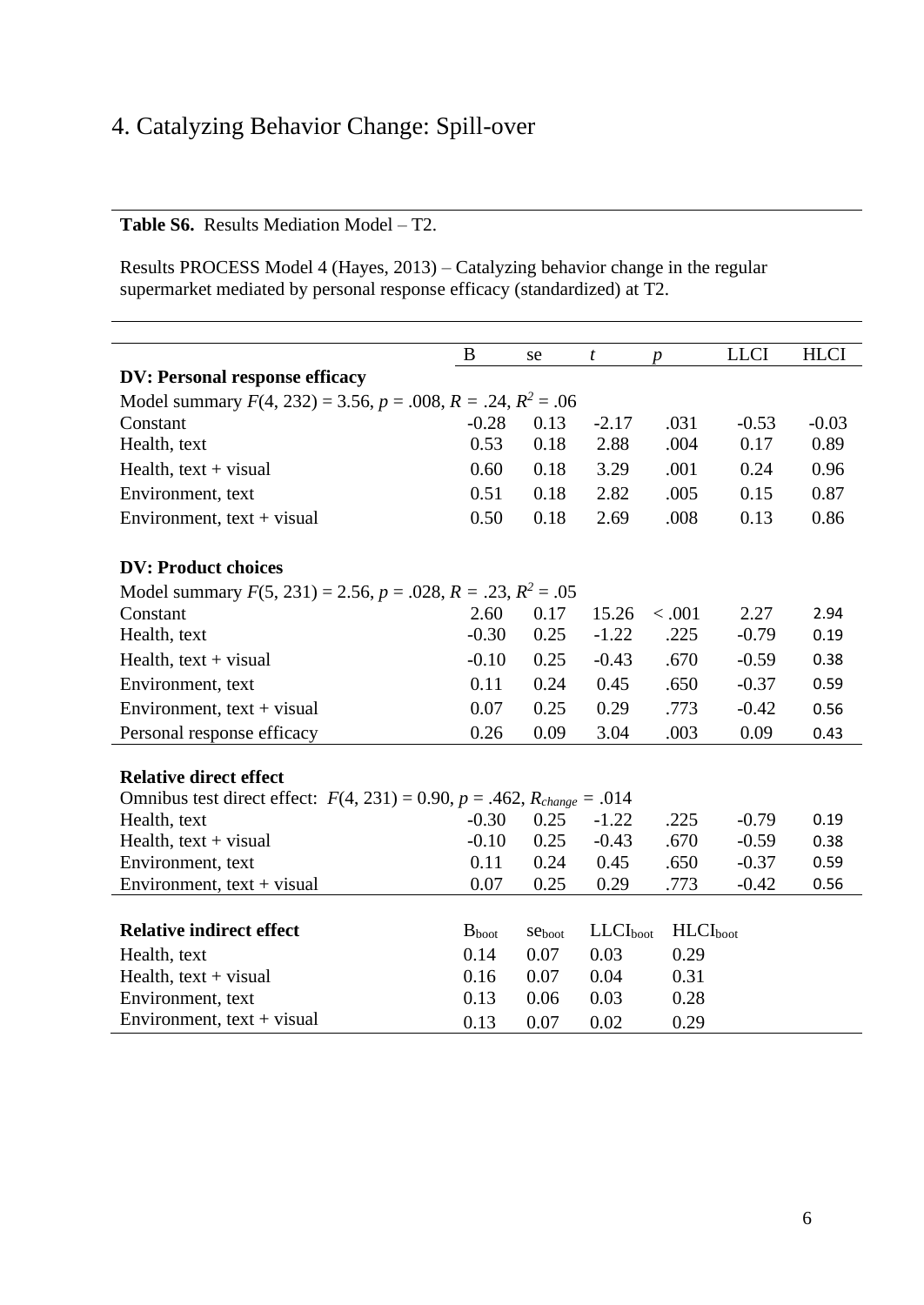# 4. Catalyzing Behavior Change: Spill-over

**Table S6.** Results Mediation Model – T2.

Results PROCESS Model 4 (Hayes, 2013) – Catalyzing behavior change in the regular supermarket mediated by personal response efficacy (standardized) at T2.

| | B | se | *t* | *p* | LLCI | HLCI |
|---|---|---|---|---|---|---|
| **DV: Personal response efficacy** | | | | | | |
| Model summary $F(4, 232) = 3.56$, $p = .008$, $R = .24$, $R^2 = .06$ | | | | | | |
| Constant | -0.28 | 0.13 | -2.17 | .031 | -0.53 | -0.03 |
| Health, text | 0.53 | 0.18 | 2.88 | .004 | 0.17 | 0.89 |
| Health, text + visual | 0.60 | 0.18 | 3.29 | .001 | 0.24 | 0.96 |
| Environment, text | 0.51 | 0.18 | 2.82 | .005 | 0.15 | 0.87 |
| Environment, text + visual | 0.50 | 0.18 | 2.69 | .008 | 0.13 | 0.86 |
| | | | | | | |
| **DV: Product choices** | | | | | | |
| Model summary $F(5, 231) = 2.56$, $p = .028$, $R = .23$, $R^2 = .05$ | | | | | | |
| Constant | 2.60 | 0.17 | 15.26 | < .001 | 2.27 | 2.94 |
| Health, text | -0.30 | 0.25 | -1.22 | .225 | -0.79 | 0.19 |
| Health, text + visual | -0.10 | 0.25 | -0.43 | .670 | -0.59 | 0.38 |
| Environment, text | 0.11 | 0.24 | 0.45 | .650 | -0.37 | 0.59 |
| Environment, text + visual | 0.07 | 0.25 | 0.29 | .773 | -0.42 | 0.56 |
| Personal response efficacy | 0.26 | 0.09 | 3.04 | .003 | 0.09 | 0.43 |
| | | | | | | |
| **Relative direct effect** | | | | | | |
| Omnibus test direct effect: $F(4, 231) = 0.90$, $p = .462$, $R_{change} = .014$ | | | | | | |
| Health, text | -0.30 | 0.25 | -1.22 | .225 | -0.79 | 0.19 |
| Health, text + visual | -0.10 | 0.25 | -0.43 | .670 | -0.59 | 0.38 |
| Environment, text | 0.11 | 0.24 | 0.45 | .650 | -0.37 | 0.59 |
| Environment, text + visual | 0.07 | 0.25 | 0.29 | .773 | -0.42 | 0.56 |
| | | | | | | |
| **Relative indirect effect** | $B_{boot}$ | $se_{boot}$ | $LLCI_{boot}$ | $HLCI_{boot}$ | | |
| Health, text | 0.14 | 0.07 | 0.03 | 0.29 | | |
| Health, text + visual | 0.16 | 0.07 | 0.04 | 0.31 | | |
| Environment, text | 0.13 | 0.06 | 0.03 | 0.28 | | |
| Environment, text + visual | 0.13 | 0.07 | 0.02 | 0.29 | | |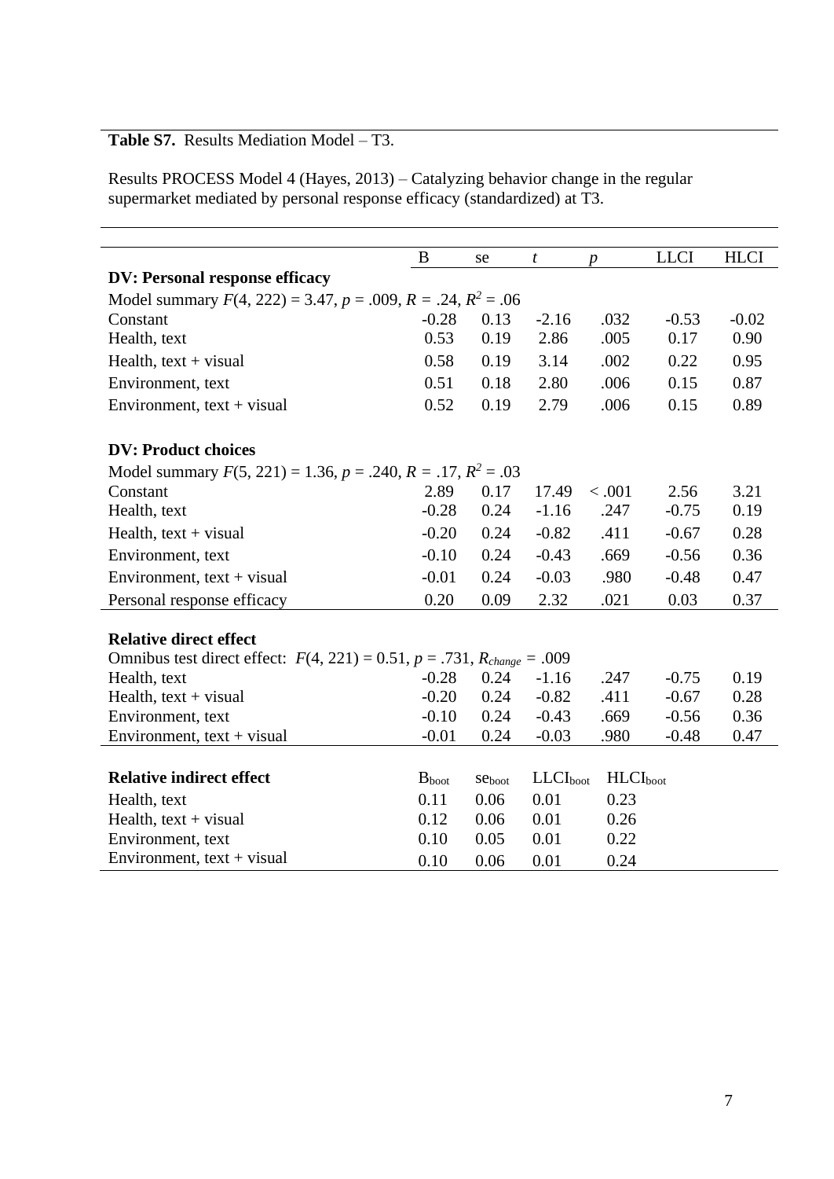**Table S7.** Results Mediation Model – T3.

Results PROCESS Model 4 (Hayes, 2013) – Catalyzing behavior change in the regular supermarket mediated by personal response efficacy (standardized) at T3.

| | B | se | $t$ | $p$ | LLCI | HLCI |
|---|---|---|---|---|---|---|
| **DV: Personal response efficacy** | | | | | | |
| Model summary $F(4, 222) = 3.47$, $p = .009$, $R = .24$, $R^2 = .06$ | | | | | | |
| Constant | -0.28 | 0.13 | -2.16 | .032 | -0.53 | -0.02 |
| Health, text | 0.53 | 0.19 | 2.86 | .005 | 0.17 | 0.90 |
| Health, text + visual | 0.58 | 0.19 | 3.14 | .002 | 0.22 | 0.95 |
| Environment, text | 0.51 | 0.18 | 2.80 | .006 | 0.15 | 0.87 |
| Environment, text + visual | 0.52 | 0.19 | 2.79 | .006 | 0.15 | 0.89 |
| **DV: Product choices** | | | | | | |
| Model summary $F(5, 221) = 1.36$, $p = .240$, $R = .17$, $R^2 = .03$ | | | | | | |
| Constant | 2.89 | 0.17 | 17.49 | < .001 | 2.56 | 3.21 |
| Health, text | -0.28 | 0.24 | -1.16 | .247 | -0.75 | 0.19 |
| Health, text + visual | -0.20 | 0.24 | -0.82 | .411 | -0.67 | 0.28 |
| Environment, text | -0.10 | 0.24 | -0.43 | .669 | -0.56 | 0.36 |
| Environment, text + visual | -0.01 | 0.24 | -0.03 | .980 | -0.48 | 0.47 |
| Personal response efficacy | 0.20 | 0.09 | 2.32 | .021 | 0.03 | 0.37 |
| **Relative direct effect** | | | | | | |
| Omnibus test direct effect: $F(4, 221) = 0.51$, $p = .731$, $R_{change} = .009$ | | | | | | |
| Health, text | -0.28 | 0.24 | -1.16 | .247 | -0.75 | 0.19 |
| Health, text + visual | -0.20 | 0.24 | -0.82 | .411 | -0.67 | 0.28 |
| Environment, text | -0.10 | 0.24 | -0.43 | .669 | -0.56 | 0.36 |
| Environment, text + visual | -0.01 | 0.24 | -0.03 | .980 | -0.48 | 0.47 |
| **Relative indirect effect** | $B_{boot}$ | $se_{boot}$ | $LLCI_{boot}$ | $HLCI_{boot}$ | | |
| Health, text | 0.11 | 0.06 | 0.01 | 0.23 | | |
| Health, text + visual | 0.12 | 0.06 | 0.01 | 0.26 | | |
| Environment, text | 0.10 | 0.05 | 0.01 | 0.22 | | |
| Environment, text + visual | 0.10 | 0.06 | 0.01 | 0.24 | | |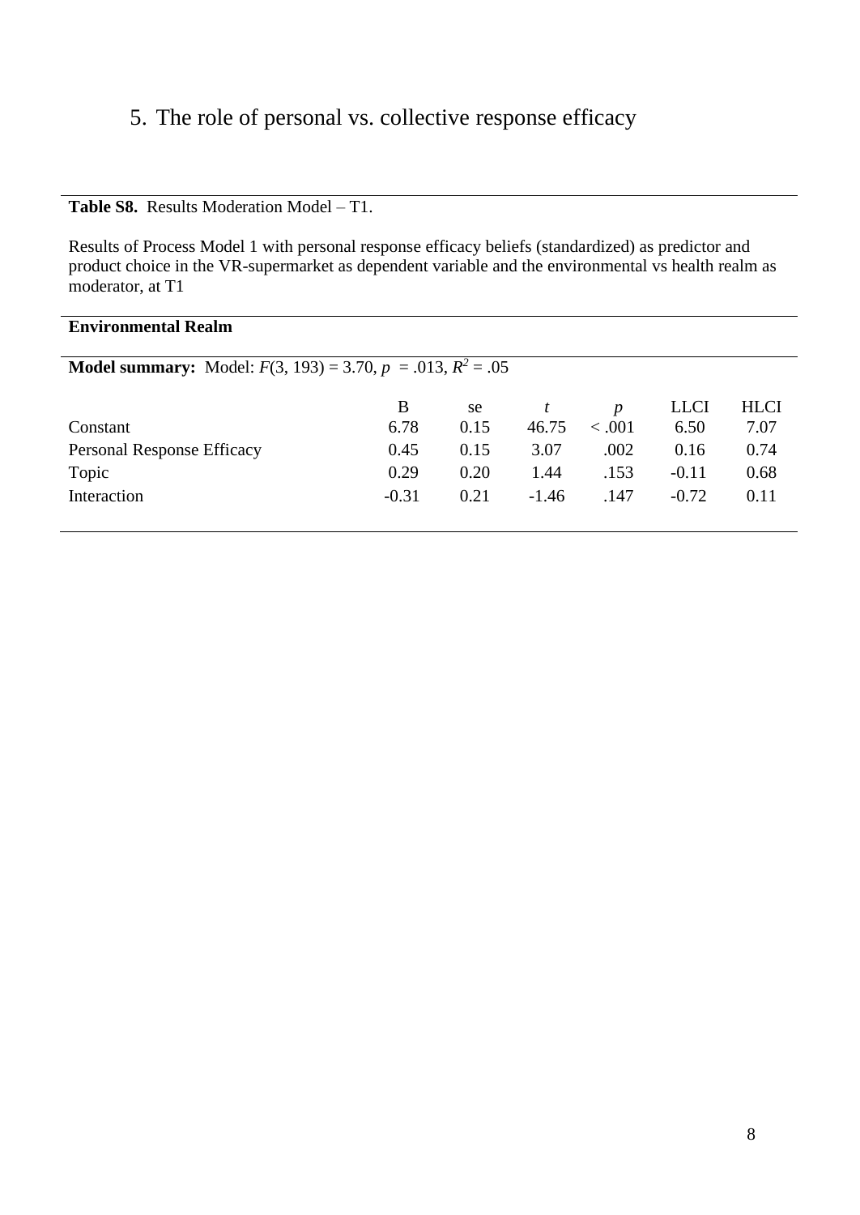## 5. The role of personal vs. collective response efficacy

**Table S8.** Results Moderation Model – T1.

Results of Process Model 1 with personal response efficacy beliefs (standardized) as predictor and product choice in the VR-supermarket as dependent variable and the environmental vs health realm as moderator, at T1

**Environmental Realm**

**Model summary:** Model: $F(3, 193) = 3.70$, $p = .013$, $R^2 = .05$

| | B | se | $t$ | $p$ | LLCI | HLCI |
|---|---|---|---|---|---|---|
| Constant | 6.78 | 0.15 | 46.75 | < .001 | 6.50 | 7.07 |
| Personal Response Efficacy | 0.45 | 0.15 | 3.07 | .002 | 0.16 | 0.74 |
| Topic | 0.29 | 0.20 | 1.44 | .153 | -0.11 | 0.68 |
| Interaction | -0.31 | 0.21 | -1.46 | .147 | -0.72 | 0.11 |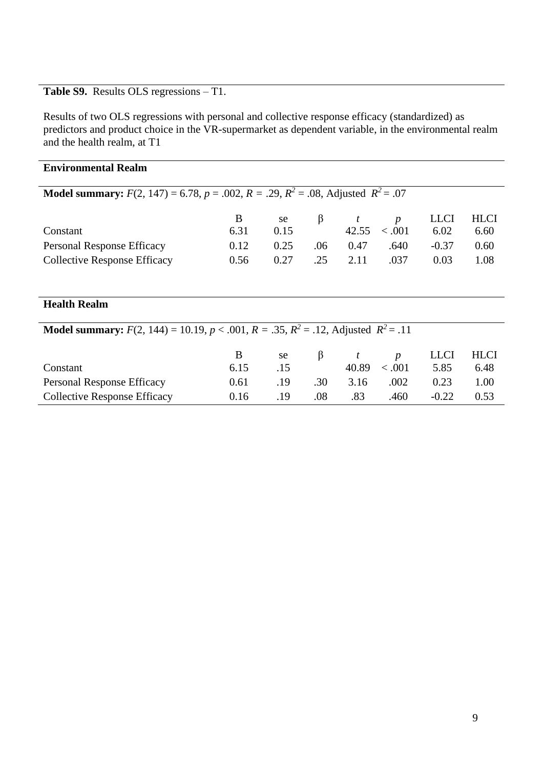**Table S9.** Results OLS regressions – T1.

Results of two OLS regressions with personal and collective response efficacy (standardized) as predictors and product choice in the VR-supermarket as dependent variable, in the environmental realm and the health realm, at T1

**Environmental Realm**

**Model summary:** $F(2, 147) = 6.78$, $p = .002$, $R = .29$, $R^2 = .08$, Adjusted $R^2 = .07$

| | B | se | β | $t$ | $p$ | LLCI | HLCI |
|---|---|---|---|---|---|---|---|
| Constant | 6.31 | 0.15 | | 42.55 | < .001 | 6.02 | 6.60 |
| Personal Response Efficacy | 0.12 | 0.25 | .06 | 0.47 | .640 | -0.37 | 0.60 |
| Collective Response Efficacy | 0.56 | 0.27 | .25 | 2.11 | .037 | 0.03 | 1.08 |

**Health Realm**

**Model summary:** $F(2, 144) = 10.19$, $p < .001$, $R = .35$, $R^2 = .12$, Adjusted $R^2 = .11$

| | B | se | β | $t$ | $p$ | LLCI | HLCI |
|---|---|---|---|---|---|---|---|
| Constant | 6.15 | .15 | | 40.89 | < .001 | 5.85 | 6.48 |
| Personal Response Efficacy | 0.61 | .19 | .30 | 3.16 | .002 | 0.23 | 1.00 |
| Collective Response Efficacy | 0.16 | .19 | .08 | .83 | .460 | -0.22 | 0.53 |